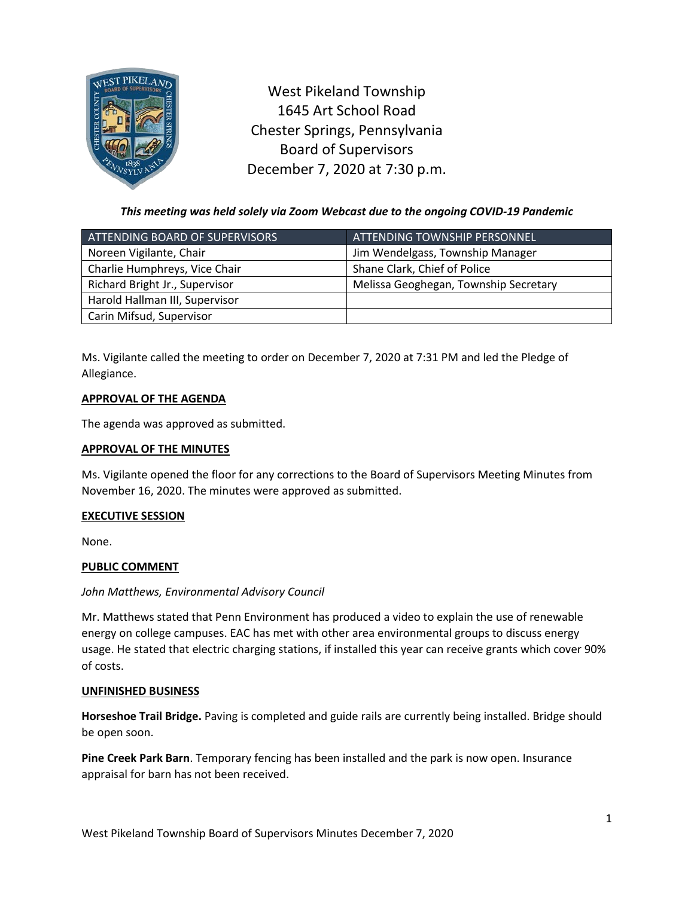# West Pikeland Township
## 1645 Art School Road
## Chester Springs, Pennsylvania
## Board of Supervisors
## December 7, 2020 at 7:30 p.m.

***This meeting was held solely via Zoom Webcast due to the ongoing COVID-19 Pandemic***

| ATTENDING BOARD OF SUPERVISORS | ATTENDING TOWNSHIP PERSONNEL |
|---|---|
| Noreen Vigilante, Chair | Jim Wendelgass, Township Manager |
| Charlie Humphreys, Vice Chair | Shane Clark, Chief of Police |
| Richard Bright Jr., Supervisor | Melissa Geoghegan, Township Secretary |
| Harold Hallman III, Supervisor | |
| Carin Mifsud, Supervisor | |

Ms. Vigilante called the meeting to order on December 7, 2020 at 7:31 PM and led the Pledge of Allegiance.

**APPROVAL OF THE AGENDA**

The agenda was approved as submitted.

**APPROVAL OF THE MINUTES**

Ms. Vigilante opened the floor for any corrections to the Board of Supervisors Meeting Minutes from November 16, 2020. The minutes were approved as submitted.

**EXECUTIVE SESSION**

None.

**PUBLIC COMMENT**

*John Matthews, Environmental Advisory Council*

Mr. Matthews stated that Penn Environment has produced a video to explain the use of renewable energy on college campuses. EAC has met with other area environmental groups to discuss energy usage. He stated that electric charging stations, if installed this year can receive grants which cover 90% of costs.

**UNFINISHED BUSINESS**

**Horseshoe Trail Bridge.** Paving is completed and guide rails are currently being installed. Bridge should be open soon.

**Pine Creek Park Barn**. Temporary fencing has been installed and the park is now open. Insurance appraisal for barn has not been received.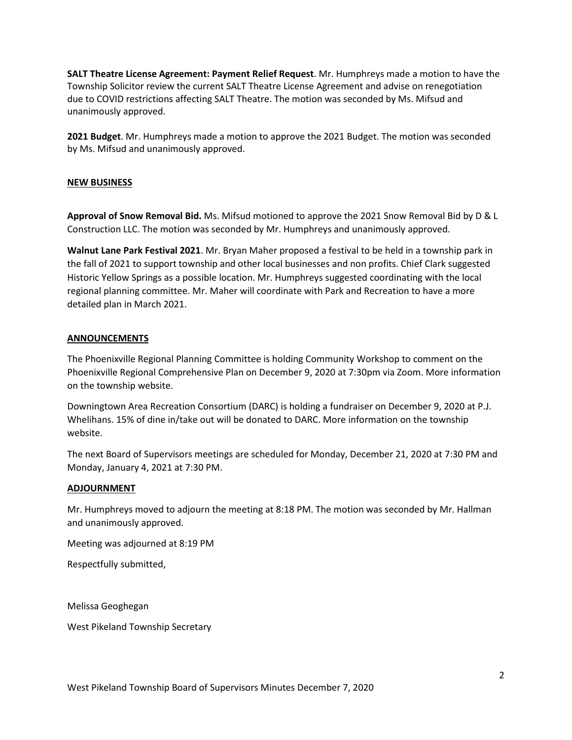**SALT Theatre License Agreement: Payment Relief Request**. Mr. Humphreys made a motion to have the Township Solicitor review the current SALT Theatre License Agreement and advise on renegotiation due to COVID restrictions affecting SALT Theatre. The motion was seconded by Ms. Mifsud and unanimously approved.

**2021 Budget**. Mr. Humphreys made a motion to approve the 2021 Budget. The motion was seconded by Ms. Mifsud and unanimously approved.

## NEW BUSINESS

**Approval of Snow Removal Bid.** Ms. Mifsud motioned to approve the 2021 Snow Removal Bid by D & L Construction LLC. The motion was seconded by Mr. Humphreys and unanimously approved.

**Walnut Lane Park Festival 2021**. Mr. Bryan Maher proposed a festival to be held in a township park in the fall of 2021 to support township and other local businesses and non profits. Chief Clark suggested Historic Yellow Springs as a possible location. Mr. Humphreys suggested coordinating with the local regional planning committee. Mr. Maher will coordinate with Park and Recreation to have a more detailed plan in March 2021.

## ANNOUNCEMENTS

The Phoenixville Regional Planning Committee is holding Community Workshop to comment on the Phoenixville Regional Comprehensive Plan on December 9, 2020 at 7:30pm via Zoom. More information on the township website.

Downingtown Area Recreation Consortium (DARC) is holding a fundraiser on December 9, 2020 at P.J. Whelihans. 15% of dine in/take out will be donated to DARC. More information on the township website.

The next Board of Supervisors meetings are scheduled for Monday, December 21, 2020 at 7:30 PM and Monday, January 4, 2021 at 7:30 PM.

## ADJOURNMENT

Mr. Humphreys moved to adjourn the meeting at 8:18 PM. The motion was seconded by Mr. Hallman and unanimously approved.

Meeting was adjourned at 8:19 PM

Respectfully submitted,

Melissa Geoghegan

West Pikeland Township Secretary